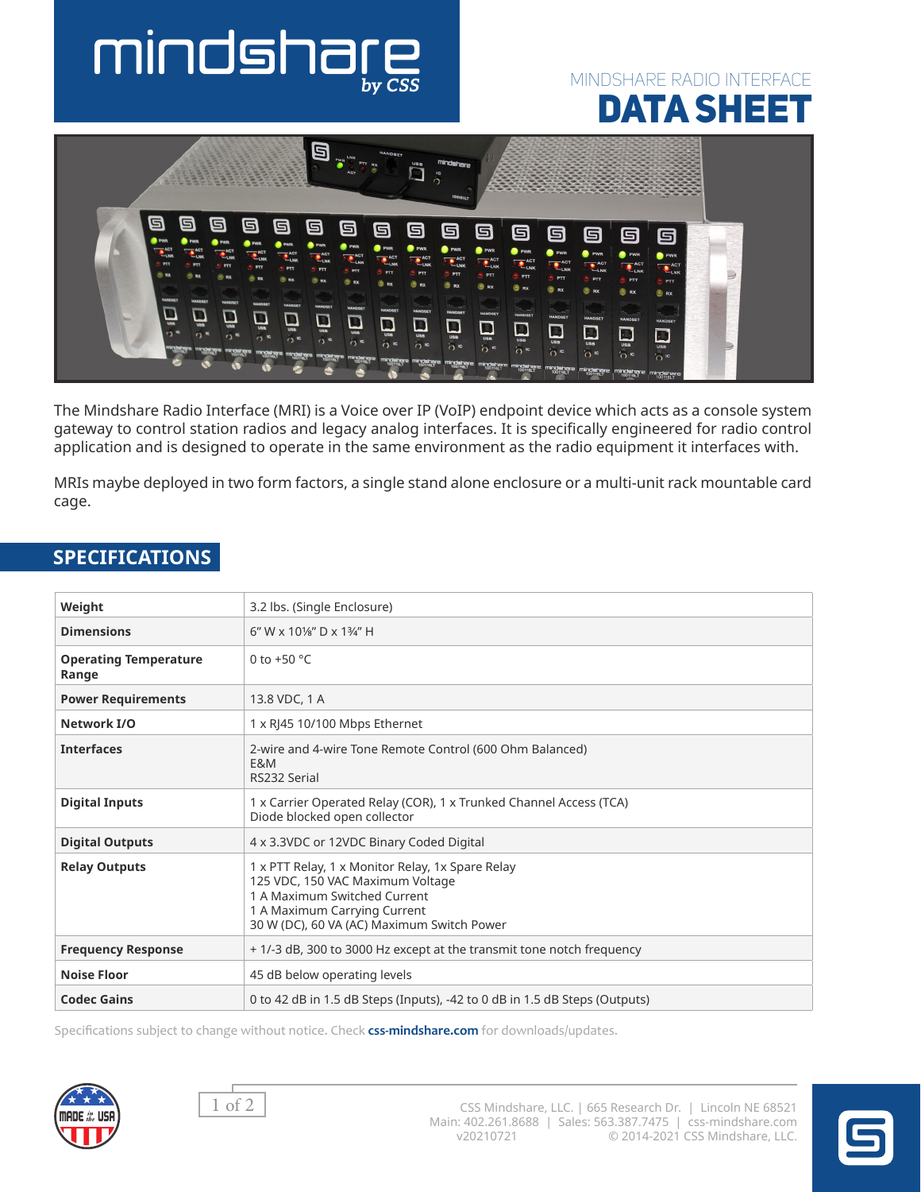# MINDSHARE RADIO INTERFACE DATA SHEET

The Mindshare Radio Interface (MRI) is a Voice over IP (VoIP) endpoint device which acts as a console system gateway to control station radios and legacy analog interfaces. It is specifically engineered for radio control application and is designed to operate in the same environment as the radio equipment it interfaces with.

MRIs maybe deployed in two form factors, a single stand alone enclosure or a multi-unit rack mountable card cage.

## SPECIFICATIONS

| | |
|---|---|
| **Weight** | 3.2 lbs. (Single Enclosure) |
| **Dimensions** | 6" W x 10⅛" D x 1¾" H |
| **Operating Temperature Range** | 0 to +50 °C |
| **Power Requirements** | 13.8 VDC, 1 A |
| **Network I/O** | 1 x RJ45 10/100 Mbps Ethernet |
| **Interfaces** | 2-wire and 4-wire Tone Remote Control (600 Ohm Balanced)<br>E&M<br>RS232 Serial |
| **Digital Inputs** | 1 x Carrier Operated Relay (COR), 1 x Trunked Channel Access (TCA)<br>Diode blocked open collector |
| **Digital Outputs** | 4 x 3.3VDC or 12VDC Binary Coded Digital |
| **Relay Outputs** | 1 x PTT Relay, 1 x Monitor Relay, 1x Spare Relay<br>125 VDC, 150 VAC Maximum Voltage<br>1 A Maximum Switched Current<br>1 A Maximum Carrying Current<br>30 W (DC), 60 VA (AC) Maximum Switch Power |
| **Frequency Response** | + 1/-3 dB, 300 to 3000 Hz except at the transmit tone notch frequency |
| **Noise Floor** | 45 dB below operating levels |
| **Codec Gains** | 0 to 42 dB in 1.5 dB Steps (Inputs), -42 to 0 dB in 1.5 dB Steps (Outputs) |

Specifications subject to change without notice. Check **css-mindshare.com** for downloads/updates.

CSS Mindshare, LLC. | 665 Research Dr. | Lincoln NE 68521
Main: 402.261.8688 | Sales: 563.387.7475 | css-mindshare.com
v20210721 © 2014-2021 CSS Mindshare, LLC.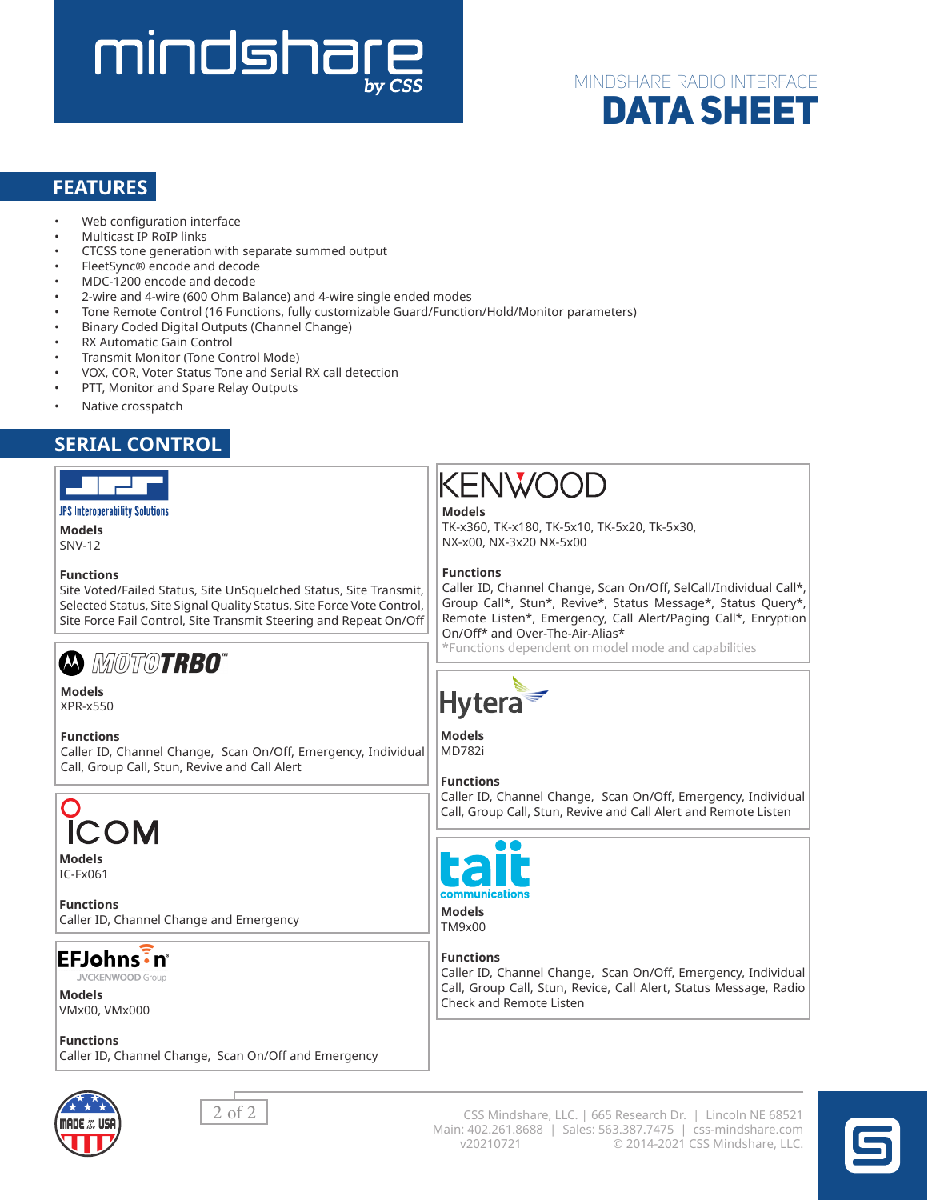MINDSHARE RADIO INTERFACE

# DATA SHEET

## FEATURES

- Web configuration interface
- Multicast IP RoIP links
- CTCSS tone generation with separate summed output
- FleetSync® encode and decode
- MDC-1200 encode and decode
- 2-wire and 4-wire (600 Ohm Balance) and 4-wire single ended modes
- Tone Remote Control (16 Functions, fully customizable Guard/Function/Hold/Monitor parameters)
- Binary Coded Digital Outputs (Channel Change)
- RX Automatic Gain Control
- Transmit Monitor (Tone Control Mode)
- VOX, COR, Voter Status Tone and Serial RX call detection
- PTT, Monitor and Spare Relay Outputs
- Native crosspatch

## SERIAL CONTROL

### JPS Interoperability Solutions

**Models**
SNV-12

**Functions**
Site Voted/Failed Status, Site UnSquelched Status, Site Transmit, Selected Status, Site Signal Quality Status, Site Force Vote Control, Site Force Fail Control, Site Transmit Steering and Repeat On/Off

### MOTOTRBO™

**Models**
XPR-x550

**Functions**
Caller ID, Channel Change, Scan On/Off, Emergency, Individual Call, Group Call, Stun, Revive and Call Alert

### ICOM

**Models**
IC-Fx061

**Functions**
Caller ID, Channel Change and Emergency

### EFJohnson (JVCKENWOOD Group)

**Models**
VMx00, VMx000

**Functions**
Caller ID, Channel Change, Scan On/Off and Emergency

### KENWOOD

**Models**
TK-x360, TK-x180, TK-5x10, TK-5x20, Tk-5x30, NX-x00, NX-3x20 NX-5x00

**Functions**
Caller ID, Channel Change, Scan On/Off, SelCall/Individual Call*, Group Call*, Stun*, Revive*, Status Message*, Status Query*, Remote Listen*, Emergency, Call Alert/Paging Call*, Enryption On/Off* and Over-The-Air-Alias*

*Functions dependent on model mode and capabilities

### Hytera

**Models**
MD782i

**Functions**
Caller ID, Channel Change, Scan On/Off, Emergency, Individual Call, Group Call, Stun, Revive and Call Alert and Remote Listen

### tait communications

**Models**
TM9x00

**Functions**
Caller ID, Channel Change, Scan On/Off, Emergency, Individual Call, Group Call, Stun, Revice, Call Alert, Status Message, Radio Check and Remote Listen

CSS Mindshare, LLC. | 665 Research Dr. | Lincoln NE 68521
Main: 402.261.8688 | Sales: 563.387.7475 | css-mindshare.com
v20210721 © 2014-2021 CSS Mindshare, LLC.